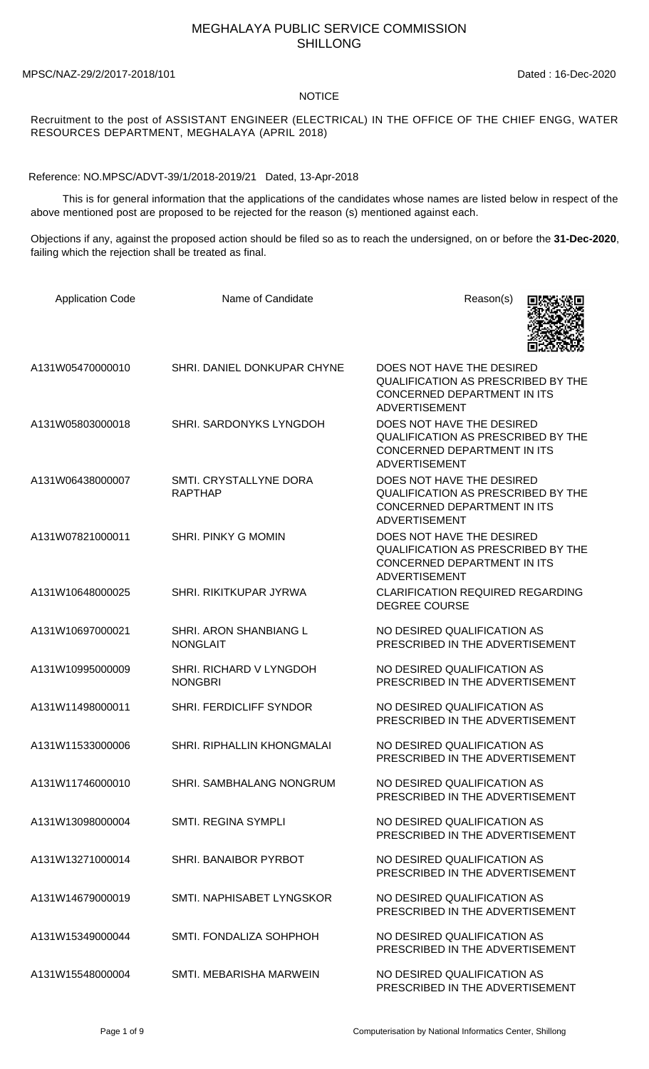# MEGHALAYA PUBLIC SERVICE COMMISSION
## SHILLONG

MPSC/NAZ-29/2/2017-2018/101 Dated : 16-Dec-2020

NOTICE

Recruitment to the post of ASSISTANT ENGINEER (ELECTRICAL) IN THE OFFICE OF THE CHIEF ENGG, WATER RESOURCES DEPARTMENT, MEGHALAYA (APRIL 2018)

Reference: NO.MPSC/ADVT-39/1/2018-2019/21 Dated, 13-Apr-2018

This is for general information that the applications of the candidates whose names are listed below in respect of the above mentioned post are proposed to be rejected for the reason (s) mentioned against each.

Objections if any, against the proposed action should be filed so as to reach the undersigned, on or before the **31-Dec-2020**, failing which the rejection shall be treated as final.

| Application Code | Name of Candidate | Reason(s) |
|---|---|---|
| A131W05470000010 | SHRI. DANIEL DONKUPAR CHYNE | DOES NOT HAVE THE DESIRED QUALIFICATION AS PRESCRIBED BY THE CONCERNED DEPARTMENT IN ITS ADVERTISEMENT |
| A131W05803000018 | SHRI. SARDONYKS LYNGDOH | DOES NOT HAVE THE DESIRED QUALIFICATION AS PRESCRIBED BY THE CONCERNED DEPARTMENT IN ITS ADVERTISEMENT |
| A131W06438000007 | SMTI. CRYSTALLYNE DORA RAPTHAP | DOES NOT HAVE THE DESIRED QUALIFICATION AS PRESCRIBED BY THE CONCERNED DEPARTMENT IN ITS ADVERTISEMENT |
| A131W07821000011 | SHRI. PINKY G MOMIN | DOES NOT HAVE THE DESIRED QUALIFICATION AS PRESCRIBED BY THE CONCERNED DEPARTMENT IN ITS ADVERTISEMENT |
| A131W10648000025 | SHRI. RIKITKUPAR JYRWA | CLARIFICATION REQUIRED REGARDING DEGREE COURSE |
| A131W10697000021 | SHRI. ARON SHANBIANG L NONGLAIT | NO DESIRED QUALIFICATION AS PRESCRIBED IN THE ADVERTISEMENT |
| A131W10995000009 | SHRI. RICHARD V LYNGDOH NONGBRI | NO DESIRED QUALIFICATION AS PRESCRIBED IN THE ADVERTISEMENT |
| A131W11498000011 | SHRI. FERDICLIFF SYNDOR | NO DESIRED QUALIFICATION AS PRESCRIBED IN THE ADVERTISEMENT |
| A131W11533000006 | SHRI. RIPHALLIN KHONGMALAI | NO DESIRED QUALIFICATION AS PRESCRIBED IN THE ADVERTISEMENT |
| A131W11746000010 | SHRI. SAMBHALANG NONGRUM | NO DESIRED QUALIFICATION AS PRESCRIBED IN THE ADVERTISEMENT |
| A131W13098000004 | SMTI. REGINA SYMPLI | NO DESIRED QUALIFICATION AS PRESCRIBED IN THE ADVERTISEMENT |
| A131W13271000014 | SHRI. BANAIBOR PYRBOT | NO DESIRED QUALIFICATION AS PRESCRIBED IN THE ADVERTISEMENT |
| A131W14679000019 | SMTI. NAPHISABET LYNGSKOR | NO DESIRED QUALIFICATION AS PRESCRIBED IN THE ADVERTISEMENT |
| A131W15349000044 | SMTI. FONDALIZA SOHPHOH | NO DESIRED QUALIFICATION AS PRESCRIBED IN THE ADVERTISEMENT |
| A131W15548000004 | SMTI. MEBARISHA MARWEIN | NO DESIRED QUALIFICATION AS PRESCRIBED IN THE ADVERTISEMENT |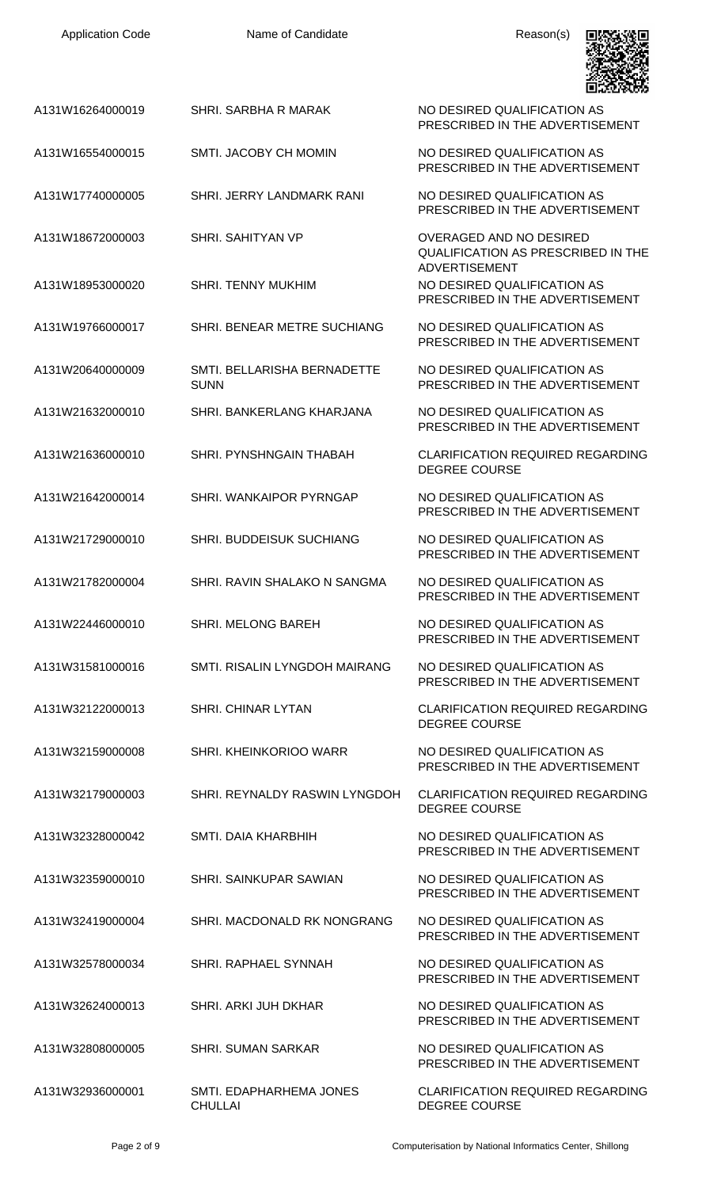| Application Code | Name of Candidate | Reason(s) |
| --- | --- | --- |
| A131W16264000019 | SHRI. SARBHA R MARAK | NO DESIRED QUALIFICATION AS PRESCRIBED IN THE ADVERTISEMENT |
| A131W16554000015 | SMTI. JACOBY CH MOMIN | NO DESIRED QUALIFICATION AS PRESCRIBED IN THE ADVERTISEMENT |
| A131W17740000005 | SHRI. JERRY LANDMARK RANI | NO DESIRED QUALIFICATION AS PRESCRIBED IN THE ADVERTISEMENT |
| A131W18672000003 | SHRI. SAHITYAN VP | OVERAGED AND NO DESIRED QUALIFICATION AS PRESCRIBED IN THE ADVERTISEMENT |
| A131W18953000020 | SHRI. TENNY MUKHIM | NO DESIRED QUALIFICATION AS PRESCRIBED IN THE ADVERTISEMENT |
| A131W19766000017 | SHRI. BENEAR METRE SUCHIANG | NO DESIRED QUALIFICATION AS PRESCRIBED IN THE ADVERTISEMENT |
| A131W20640000009 | SMTI. BELLARISHA BERNADETTE SUNN | NO DESIRED QUALIFICATION AS PRESCRIBED IN THE ADVERTISEMENT |
| A131W21632000010 | SHRI. BANKERLANG KHARJANA | NO DESIRED QUALIFICATION AS PRESCRIBED IN THE ADVERTISEMENT |
| A131W21636000010 | SHRI. PYNSHNGAIN THABAH | CLARIFICATION REQUIRED REGARDING DEGREE COURSE |
| A131W21642000014 | SHRI. WANKAIPOR PYRNGAP | NO DESIRED QUALIFICATION AS PRESCRIBED IN THE ADVERTISEMENT |
| A131W21729000010 | SHRI. BUDDEISUK SUCHIANG | NO DESIRED QUALIFICATION AS PRESCRIBED IN THE ADVERTISEMENT |
| A131W21782000004 | SHRI. RAVIN SHALAKO N SANGMA | NO DESIRED QUALIFICATION AS PRESCRIBED IN THE ADVERTISEMENT |
| A131W22446000010 | SHRI. MELONG BAREH | NO DESIRED QUALIFICATION AS PRESCRIBED IN THE ADVERTISEMENT |
| A131W31581000016 | SMTI. RISALIN LYNGDOH MAIRANG | NO DESIRED QUALIFICATION AS PRESCRIBED IN THE ADVERTISEMENT |
| A131W32122000013 | SHRI. CHINAR LYTAN | CLARIFICATION REQUIRED REGARDING DEGREE COURSE |
| A131W32159000008 | SHRI. KHEINKORIOO WARR | NO DESIRED QUALIFICATION AS PRESCRIBED IN THE ADVERTISEMENT |
| A131W32179000003 | SHRI. REYNALDY RASWIN LYNGDOH | CLARIFICATION REQUIRED REGARDING DEGREE COURSE |
| A131W32328000042 | SMTI. DAIA KHARBHIH | NO DESIRED QUALIFICATION AS PRESCRIBED IN THE ADVERTISEMENT |
| A131W32359000010 | SHRI. SAINKUPAR SAWIAN | NO DESIRED QUALIFICATION AS PRESCRIBED IN THE ADVERTISEMENT |
| A131W32419000004 | SHRI. MACDONALD RK NONGRANG | NO DESIRED QUALIFICATION AS PRESCRIBED IN THE ADVERTISEMENT |
| A131W32578000034 | SHRI. RAPHAEL SYNNAH | NO DESIRED QUALIFICATION AS PRESCRIBED IN THE ADVERTISEMENT |
| A131W32624000013 | SHRI. ARKI JUH DKHAR | NO DESIRED QUALIFICATION AS PRESCRIBED IN THE ADVERTISEMENT |
| A131W32808000005 | SHRI. SUMAN SARKAR | NO DESIRED QUALIFICATION AS PRESCRIBED IN THE ADVERTISEMENT |
| A131W32936000001 | SMTI. EDAPHARHEMA JONES CHULLAI | CLARIFICATION REQUIRED REGARDING DEGREE COURSE |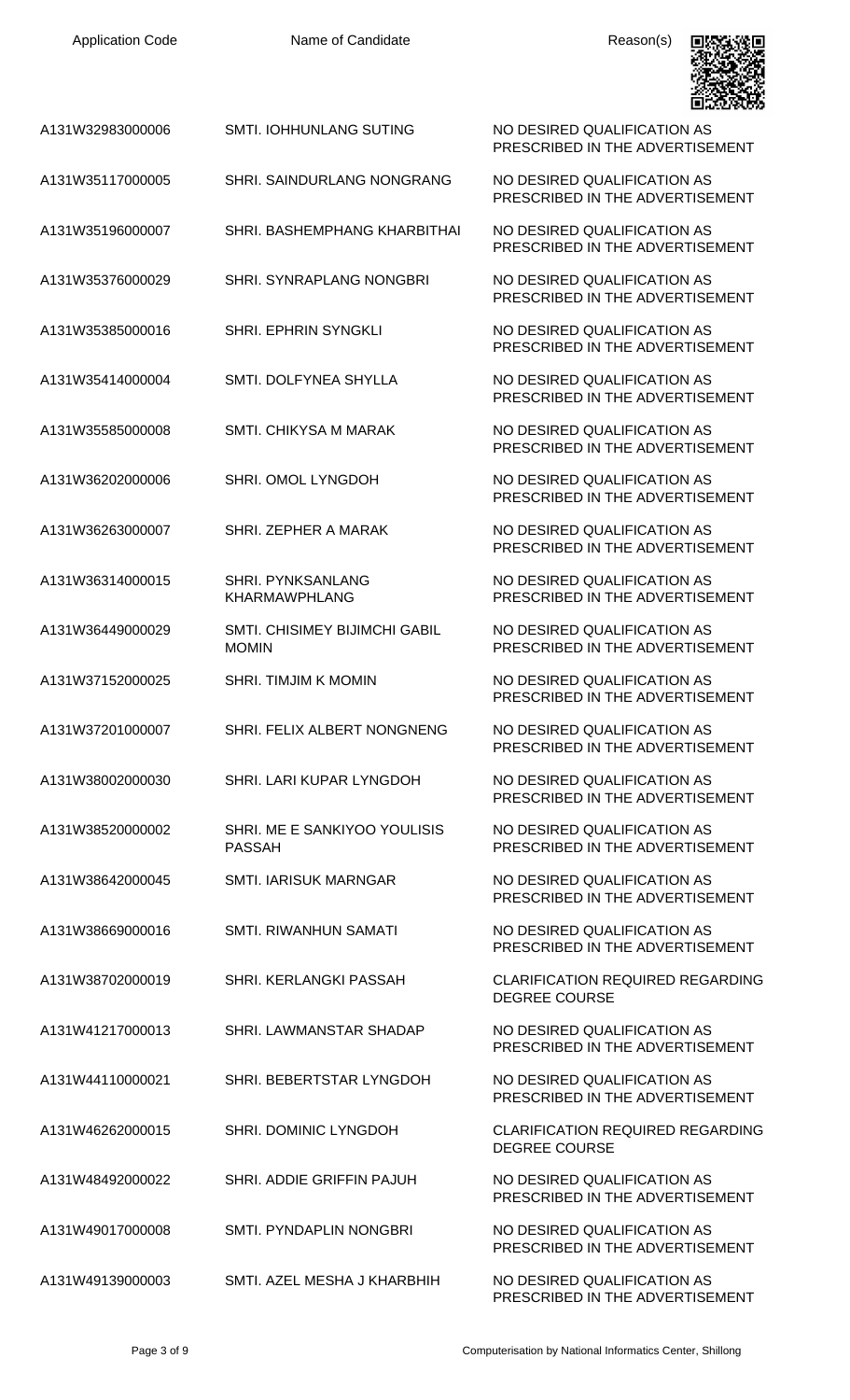| Application Code | Name of Candidate | Reason(s) |
| --- | --- | --- |
| A131W32983000006 | SMTI. IOHHUNLANG SUTING | NO DESIRED QUALIFICATION AS PRESCRIBED IN THE ADVERTISEMENT |
| A131W35117000005 | SHRI. SAINDURLANG NONGRANG | NO DESIRED QUALIFICATION AS PRESCRIBED IN THE ADVERTISEMENT |
| A131W35196000007 | SHRI. BASHEMPHANG KHARBITHAI | NO DESIRED QUALIFICATION AS PRESCRIBED IN THE ADVERTISEMENT |
| A131W35376000029 | SHRI. SYNRAPLANG NONGBRI | NO DESIRED QUALIFICATION AS PRESCRIBED IN THE ADVERTISEMENT |
| A131W35385000016 | SHRI. EPHRIN SYNGKLI | NO DESIRED QUALIFICATION AS PRESCRIBED IN THE ADVERTISEMENT |
| A131W35414000004 | SMTI. DOLFYNEA SHYLLA | NO DESIRED QUALIFICATION AS PRESCRIBED IN THE ADVERTISEMENT |
| A131W35585000008 | SMTI. CHIKYSA M MARAK | NO DESIRED QUALIFICATION AS PRESCRIBED IN THE ADVERTISEMENT |
| A131W36202000006 | SHRI. OMOL LYNGDOH | NO DESIRED QUALIFICATION AS PRESCRIBED IN THE ADVERTISEMENT |
| A131W36263000007 | SHRI. ZEPHER A MARAK | NO DESIRED QUALIFICATION AS PRESCRIBED IN THE ADVERTISEMENT |
| A131W36314000015 | SHRI. PYNKSANLANG KHARMAWPHLANG | NO DESIRED QUALIFICATION AS PRESCRIBED IN THE ADVERTISEMENT |
| A131W36449000029 | SMTI. CHISIMEY BIJIMCHI GABIL MOMIN | NO DESIRED QUALIFICATION AS PRESCRIBED IN THE ADVERTISEMENT |
| A131W37152000025 | SHRI. TIMJIM K MOMIN | NO DESIRED QUALIFICATION AS PRESCRIBED IN THE ADVERTISEMENT |
| A131W37201000007 | SHRI. FELIX ALBERT NONGNENG | NO DESIRED QUALIFICATION AS PRESCRIBED IN THE ADVERTISEMENT |
| A131W38002000030 | SHRI. LARI KUPAR LYNGDOH | NO DESIRED QUALIFICATION AS PRESCRIBED IN THE ADVERTISEMENT |
| A131W38520000002 | SHRI. ME E SANKIYOO YOULISIS PASSAH | NO DESIRED QUALIFICATION AS PRESCRIBED IN THE ADVERTISEMENT |
| A131W38642000045 | SMTI. IARISUK MARNGAR | NO DESIRED QUALIFICATION AS PRESCRIBED IN THE ADVERTISEMENT |
| A131W38669000016 | SMTI. RIWANHUN SAMATI | NO DESIRED QUALIFICATION AS PRESCRIBED IN THE ADVERTISEMENT |
| A131W38702000019 | SHRI. KERLANGKI PASSAH | CLARIFICATION REQUIRED REGARDING DEGREE COURSE |
| A131W41217000013 | SHRI. LAWMANSTAR SHADAP | NO DESIRED QUALIFICATION AS PRESCRIBED IN THE ADVERTISEMENT |
| A131W44110000021 | SHRI. BEBERTSTAR LYNGDOH | NO DESIRED QUALIFICATION AS PRESCRIBED IN THE ADVERTISEMENT |
| A131W46262000015 | SHRI. DOMINIC LYNGDOH | CLARIFICATION REQUIRED REGARDING DEGREE COURSE |
| A131W48492000022 | SHRI. ADDIE GRIFFIN PAJUH | NO DESIRED QUALIFICATION AS PRESCRIBED IN THE ADVERTISEMENT |
| A131W49017000008 | SMTI. PYNDAPLIN NONGBRI | NO DESIRED QUALIFICATION AS PRESCRIBED IN THE ADVERTISEMENT |
| A131W49139000003 | SMTI. AZEL MESHA J KHARBHIH | NO DESIRED QUALIFICATION AS PRESCRIBED IN THE ADVERTISEMENT |

Computerisation by National Informatics Center, Shillong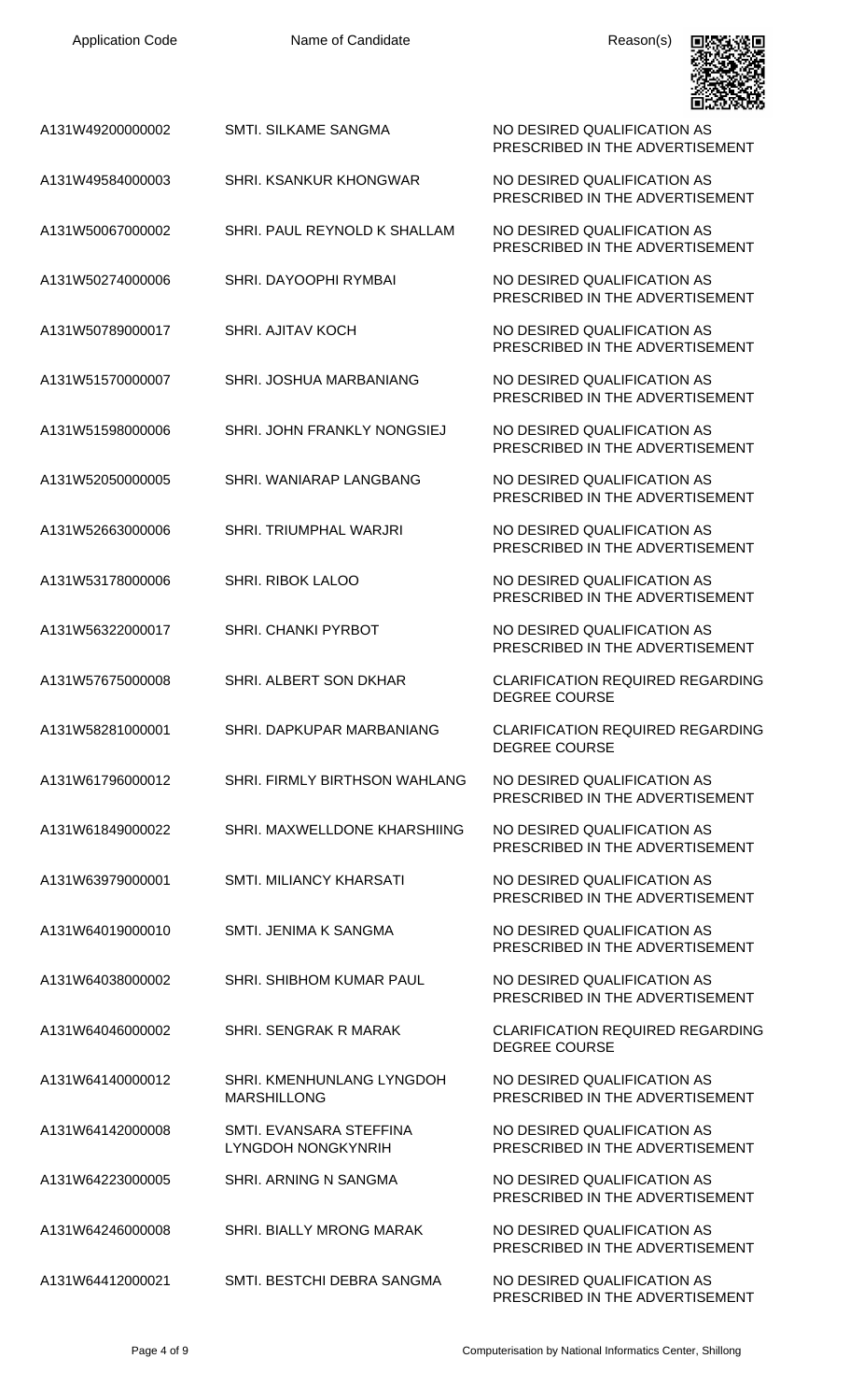| Application Code | Name of Candidate | Reason(s) |
| --- | --- | --- |
| A131W49200000002 | SMTI. SILKAME SANGMA | NO DESIRED QUALIFICATION AS PRESCRIBED IN THE ADVERTISEMENT |
| A131W49584000003 | SHRI. KSANKUR KHONGWAR | NO DESIRED QUALIFICATION AS PRESCRIBED IN THE ADVERTISEMENT |
| A131W50067000002 | SHRI. PAUL REYNOLD K SHALLAM | NO DESIRED QUALIFICATION AS PRESCRIBED IN THE ADVERTISEMENT |
| A131W50274000006 | SHRI. DAYOOPHI RYMBAI | NO DESIRED QUALIFICATION AS PRESCRIBED IN THE ADVERTISEMENT |
| A131W50789000017 | SHRI. AJITAV KOCH | NO DESIRED QUALIFICATION AS PRESCRIBED IN THE ADVERTISEMENT |
| A131W51570000007 | SHRI. JOSHUA MARBANIANG | NO DESIRED QUALIFICATION AS PRESCRIBED IN THE ADVERTISEMENT |
| A131W51598000006 | SHRI. JOHN FRANKLY NONGSIEJ | NO DESIRED QUALIFICATION AS PRESCRIBED IN THE ADVERTISEMENT |
| A131W52050000005 | SHRI. WANIARAP LANGBANG | NO DESIRED QUALIFICATION AS PRESCRIBED IN THE ADVERTISEMENT |
| A131W52663000006 | SHRI. TRIUMPHAL WARJRI | NO DESIRED QUALIFICATION AS PRESCRIBED IN THE ADVERTISEMENT |
| A131W53178000006 | SHRI. RIBOK LALOO | NO DESIRED QUALIFICATION AS PRESCRIBED IN THE ADVERTISEMENT |
| A131W56322000017 | SHRI. CHANKI PYRBOT | NO DESIRED QUALIFICATION AS PRESCRIBED IN THE ADVERTISEMENT |
| A131W57675000008 | SHRI. ALBERT SON DKHAR | CLARIFICATION REQUIRED REGARDING DEGREE COURSE |
| A131W58281000001 | SHRI. DAPKUPAR MARBANIANG | CLARIFICATION REQUIRED REGARDING DEGREE COURSE |
| A131W61796000012 | SHRI. FIRMLY BIRTHSON WAHLANG | NO DESIRED QUALIFICATION AS PRESCRIBED IN THE ADVERTISEMENT |
| A131W61849000022 | SHRI. MAXWELLDONE KHARSHIING | NO DESIRED QUALIFICATION AS PRESCRIBED IN THE ADVERTISEMENT |
| A131W63979000001 | SMTI. MILIANCY KHARSATI | NO DESIRED QUALIFICATION AS PRESCRIBED IN THE ADVERTISEMENT |
| A131W64019000010 | SMTI. JENIMA K SANGMA | NO DESIRED QUALIFICATION AS PRESCRIBED IN THE ADVERTISEMENT |
| A131W64038000002 | SHRI. SHIBHOM KUMAR PAUL | NO DESIRED QUALIFICATION AS PRESCRIBED IN THE ADVERTISEMENT |
| A131W64046000002 | SHRI. SENGRAK R MARAK | CLARIFICATION REQUIRED REGARDING DEGREE COURSE |
| A131W64140000012 | SHRI. KMENHUNLANG LYNGDOH MARSHILLONG | NO DESIRED QUALIFICATION AS PRESCRIBED IN THE ADVERTISEMENT |
| A131W64142000008 | SMTI. EVANSARA STEFFINA LYNGDOH NONGKYNRIH | NO DESIRED QUALIFICATION AS PRESCRIBED IN THE ADVERTISEMENT |
| A131W64223000005 | SHRI. ARNING N SANGMA | NO DESIRED QUALIFICATION AS PRESCRIBED IN THE ADVERTISEMENT |
| A131W64246000008 | SHRI. BIALLY MRONG MARAK | NO DESIRED QUALIFICATION AS PRESCRIBED IN THE ADVERTISEMENT |
| A131W64412000021 | SMTI. BESTCHI DEBRA SANGMA | NO DESIRED QUALIFICATION AS PRESCRIBED IN THE ADVERTISEMENT |

Computerisation by National Informatics Center, Shillong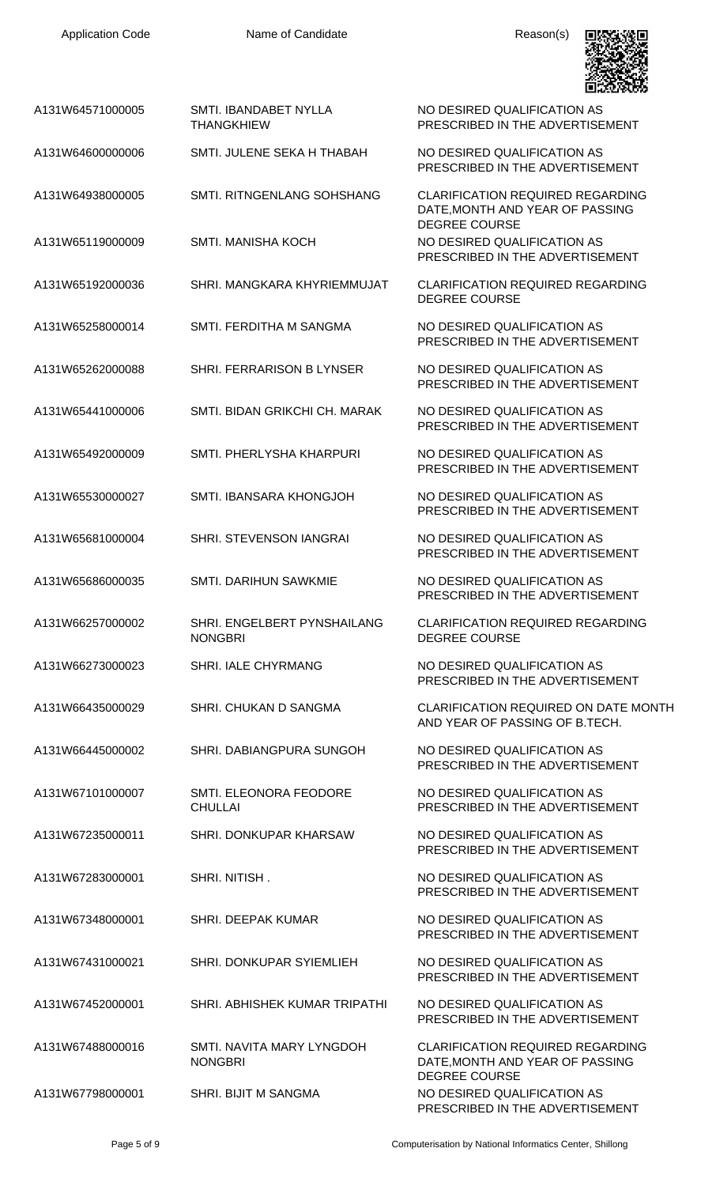| Application Code | Name of Candidate | Reason(s) |
| --- | --- | --- |
| A131W64571000005 | SMTI. IBANDABET NYLLA THANGKHIEW | NO DESIRED QUALIFICATION AS PRESCRIBED IN THE ADVERTISEMENT |
| A131W64600000006 | SMTI. JULENE SEKA H THABAH | NO DESIRED QUALIFICATION AS PRESCRIBED IN THE ADVERTISEMENT |
| A131W64938000005 | SMTI. RITNGENLANG SOHSHANG | CLARIFICATION REQUIRED REGARDING DATE,MONTH AND YEAR OF PASSING DEGREE COURSE |
| A131W65119000009 | SMTI. MANISHA KOCH | NO DESIRED QUALIFICATION AS PRESCRIBED IN THE ADVERTISEMENT |
| A131W65192000036 | SHRI. MANGKARA KHYRIEMMUJAT | CLARIFICATION REQUIRED REGARDING DEGREE COURSE |
| A131W65258000014 | SMTI. FERDITHA M SANGMA | NO DESIRED QUALIFICATION AS PRESCRIBED IN THE ADVERTISEMENT |
| A131W65262000088 | SHRI. FERRARISON B LYNSER | NO DESIRED QUALIFICATION AS PRESCRIBED IN THE ADVERTISEMENT |
| A131W65441000006 | SMTI. BIDAN GRIKCHI CH. MARAK | NO DESIRED QUALIFICATION AS PRESCRIBED IN THE ADVERTISEMENT |
| A131W65492000009 | SMTI. PHERLYSHA KHARPURI | NO DESIRED QUALIFICATION AS PRESCRIBED IN THE ADVERTISEMENT |
| A131W65530000027 | SMTI. IBANSARA KHONGJOH | NO DESIRED QUALIFICATION AS PRESCRIBED IN THE ADVERTISEMENT |
| A131W65681000004 | SHRI. STEVENSON IANGRAI | NO DESIRED QUALIFICATION AS PRESCRIBED IN THE ADVERTISEMENT |
| A131W65686000035 | SMTI. DARIHUN SAWKMIE | NO DESIRED QUALIFICATION AS PRESCRIBED IN THE ADVERTISEMENT |
| A131W66257000002 | SHRI. ENGELBERT PYNSHAILANG NONGBRI | CLARIFICATION REQUIRED REGARDING DEGREE COURSE |
| A131W66273000023 | SHRI. IALE CHYRMANG | NO DESIRED QUALIFICATION AS PRESCRIBED IN THE ADVERTISEMENT |
| A131W66435000029 | SHRI. CHUKAN D SANGMA | CLARIFICATION REQUIRED ON DATE MONTH AND YEAR OF PASSING OF B.TECH. |
| A131W66445000002 | SHRI. DABIANGPURA SUNGOH | NO DESIRED QUALIFICATION AS PRESCRIBED IN THE ADVERTISEMENT |
| A131W67101000007 | SMTI. ELEONORA FEODORE CHULLAI | NO DESIRED QUALIFICATION AS PRESCRIBED IN THE ADVERTISEMENT |
| A131W67235000011 | SHRI. DONKUPAR KHARSAW | NO DESIRED QUALIFICATION AS PRESCRIBED IN THE ADVERTISEMENT |
| A131W67283000001 | SHRI. NITISH . | NO DESIRED QUALIFICATION AS PRESCRIBED IN THE ADVERTISEMENT |
| A131W67348000001 | SHRI. DEEPAK KUMAR | NO DESIRED QUALIFICATION AS PRESCRIBED IN THE ADVERTISEMENT |
| A131W67431000021 | SHRI. DONKUPAR SYIEMLIEH | NO DESIRED QUALIFICATION AS PRESCRIBED IN THE ADVERTISEMENT |
| A131W67452000001 | SHRI. ABHISHEK KUMAR TRIPATHI | NO DESIRED QUALIFICATION AS PRESCRIBED IN THE ADVERTISEMENT |
| A131W67488000016 | SMTI. NAVITA MARY LYNGDOH NONGBRI | CLARIFICATION REQUIRED REGARDING DATE,MONTH AND YEAR OF PASSING DEGREE COURSE |
| A131W67798000001 | SHRI. BIJIT M SANGMA | NO DESIRED QUALIFICATION AS PRESCRIBED IN THE ADVERTISEMENT |

Computerisation by National Informatics Center, Shillong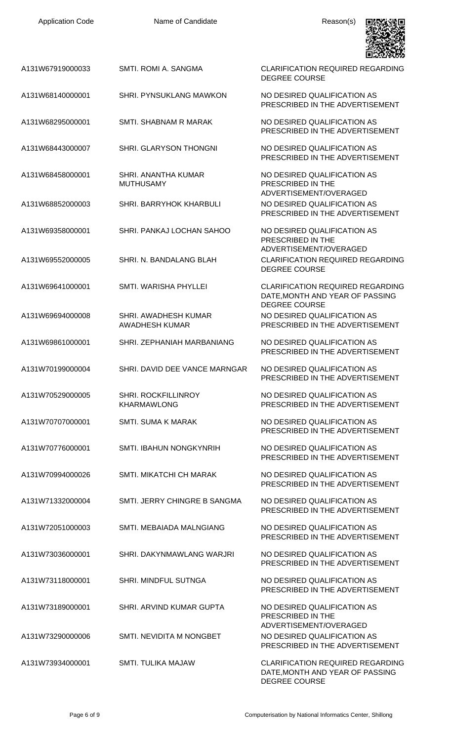| Application Code | Name of Candidate | Reason(s) |
|---|---|---|
| A131W67919000033 | SMTI. ROMI A. SANGMA | CLARIFICATION REQUIRED REGARDING DEGREE COURSE |
| A131W68140000001 | SHRI. PYNSUKLANG MAWKON | NO DESIRED QUALIFICATION AS PRESCRIBED IN THE ADVERTISEMENT |
| A131W68295000001 | SMTI. SHABNAM R MARAK | NO DESIRED QUALIFICATION AS PRESCRIBED IN THE ADVERTISEMENT |
| A131W68443000007 | SHRI. GLARYSON THONGNI | NO DESIRED QUALIFICATION AS PRESCRIBED IN THE ADVERTISEMENT |
| A131W68458000001 | SHRI. ANANTHA KUMAR MUTHUSAMY | NO DESIRED QUALIFICATION AS PRESCRIBED IN THE ADVERTISEMENT/OVERAGED |
| A131W68852000003 | SHRI. BARRYHOK KHARBULI | NO DESIRED QUALIFICATION AS PRESCRIBED IN THE ADVERTISEMENT |
| A131W69358000001 | SHRI. PANKAJ LOCHAN SAHOO | NO DESIRED QUALIFICATION AS PRESCRIBED IN THE ADVERTISEMENT/OVERAGED |
| A131W69552000005 | SHRI. N. BANDALANG BLAH | CLARIFICATION REQUIRED REGARDING DEGREE COURSE |
| A131W69641000001 | SMTI. WARISHA PHYLLEI | CLARIFICATION REQUIRED REGARDING DATE,MONTH AND YEAR OF PASSING DEGREE COURSE |
| A131W69694000008 | SHRI. AWADHESH KUMAR AWADHESH KUMAR | NO DESIRED QUALIFICATION AS PRESCRIBED IN THE ADVERTISEMENT |
| A131W69861000001 | SHRI. ZEPHANIAH MARBANIANG | NO DESIRED QUALIFICATION AS PRESCRIBED IN THE ADVERTISEMENT |
| A131W70199000004 | SHRI. DAVID DEE VANCE MARNGAR | NO DESIRED QUALIFICATION AS PRESCRIBED IN THE ADVERTISEMENT |
| A131W70529000005 | SHRI. ROCKFILLINROY KHARMAWLONG | NO DESIRED QUALIFICATION AS PRESCRIBED IN THE ADVERTISEMENT |
| A131W70707000001 | SMTI. SUMA K MARAK | NO DESIRED QUALIFICATION AS PRESCRIBED IN THE ADVERTISEMENT |
| A131W70776000001 | SMTI. IBAHUN NONGKYNRIH | NO DESIRED QUALIFICATION AS PRESCRIBED IN THE ADVERTISEMENT |
| A131W70994000026 | SMTI. MIKATCHI CH MARAK | NO DESIRED QUALIFICATION AS PRESCRIBED IN THE ADVERTISEMENT |
| A131W71332000004 | SMTI. JERRY CHINGRE B SANGMA | NO DESIRED QUALIFICATION AS PRESCRIBED IN THE ADVERTISEMENT |
| A131W72051000003 | SMTI. MEBAIADA MALNGIANG | NO DESIRED QUALIFICATION AS PRESCRIBED IN THE ADVERTISEMENT |
| A131W73036000001 | SHRI. DAKYNMAWLANG WARJRI | NO DESIRED QUALIFICATION AS PRESCRIBED IN THE ADVERTISEMENT |
| A131W73118000001 | SHRI. MINDFUL SUTNGA | NO DESIRED QUALIFICATION AS PRESCRIBED IN THE ADVERTISEMENT |
| A131W73189000001 | SHRI. ARVIND KUMAR GUPTA | NO DESIRED QUALIFICATION AS PRESCRIBED IN THE ADVERTISEMENT/OVERAGED |
| A131W73290000006 | SMTI. NEVIDITA M NONGBET | NO DESIRED QUALIFICATION AS PRESCRIBED IN THE ADVERTISEMENT |
| A131W73934000001 | SMTI. TULIKA MAJAW | CLARIFICATION REQUIRED REGARDING DATE,MONTH AND YEAR OF PASSING DEGREE COURSE |

Computerisation by National Informatics Center, Shillong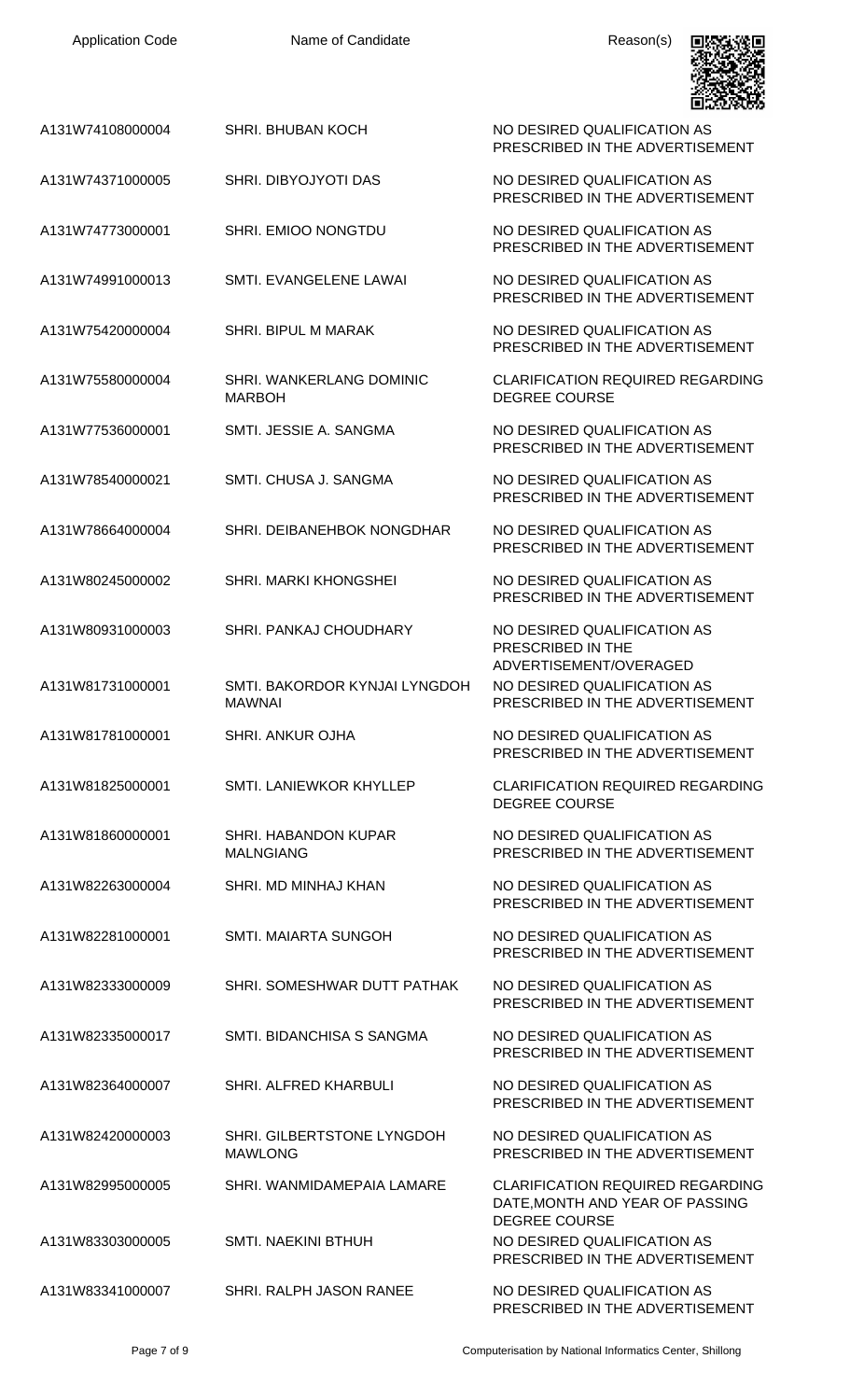| Application Code | Name of Candidate | Reason(s) |
|---|---|---|
| A131W74108000004 | SHRI. BHUBAN KOCH | NO DESIRED QUALIFICATION AS PRESCRIBED IN THE ADVERTISEMENT |
| A131W74371000005 | SHRI. DIBYOJYOTI DAS | NO DESIRED QUALIFICATION AS PRESCRIBED IN THE ADVERTISEMENT |
| A131W74773000001 | SHRI. EMIOO NONGTDU | NO DESIRED QUALIFICATION AS PRESCRIBED IN THE ADVERTISEMENT |
| A131W74991000013 | SMTI. EVANGELENE LAWAI | NO DESIRED QUALIFICATION AS PRESCRIBED IN THE ADVERTISEMENT |
| A131W75420000004 | SHRI. BIPUL M MARAK | NO DESIRED QUALIFICATION AS PRESCRIBED IN THE ADVERTISEMENT |
| A131W75580000004 | SHRI. WANKERLANG DOMINIC MARBOH | CLARIFICATION REQUIRED REGARDING DEGREE COURSE |
| A131W77536000001 | SMTI. JESSIE A. SANGMA | NO DESIRED QUALIFICATION AS PRESCRIBED IN THE ADVERTISEMENT |
| A131W78540000021 | SMTI. CHUSA J. SANGMA | NO DESIRED QUALIFICATION AS PRESCRIBED IN THE ADVERTISEMENT |
| A131W78664000004 | SHRI. DEIBANEHBOK NONGDHAR | NO DESIRED QUALIFICATION AS PRESCRIBED IN THE ADVERTISEMENT |
| A131W80245000002 | SHRI. MARKI KHONGSHEI | NO DESIRED QUALIFICATION AS PRESCRIBED IN THE ADVERTISEMENT |
| A131W80931000003 | SHRI. PANKAJ CHOUDHARY | NO DESIRED QUALIFICATION AS PRESCRIBED IN THE ADVERTISEMENT/OVERAGED |
| A131W81731000001 | SMTI. BAKORDOR KYNJAI LYNGDOH MAWNAI | NO DESIRED QUALIFICATION AS PRESCRIBED IN THE ADVERTISEMENT |
| A131W81781000001 | SHRI. ANKUR OJHA | NO DESIRED QUALIFICATION AS PRESCRIBED IN THE ADVERTISEMENT |
| A131W81825000001 | SMTI. LANIEWKOR KHYLLEP | CLARIFICATION REQUIRED REGARDING DEGREE COURSE |
| A131W81860000001 | SHRI. HABANDON KUPAR MALNGIANG | NO DESIRED QUALIFICATION AS PRESCRIBED IN THE ADVERTISEMENT |
| A131W82263000004 | SHRI. MD MINHAJ KHAN | NO DESIRED QUALIFICATION AS PRESCRIBED IN THE ADVERTISEMENT |
| A131W82281000001 | SMTI. MAIARTA SUNGOH | NO DESIRED QUALIFICATION AS PRESCRIBED IN THE ADVERTISEMENT |
| A131W82333000009 | SHRI. SOMESHWAR DUTT PATHAK | NO DESIRED QUALIFICATION AS PRESCRIBED IN THE ADVERTISEMENT |
| A131W82335000017 | SMTI. BIDANCHISA S SANGMA | NO DESIRED QUALIFICATION AS PRESCRIBED IN THE ADVERTISEMENT |
| A131W82364000007 | SHRI. ALFRED KHARBULI | NO DESIRED QUALIFICATION AS PRESCRIBED IN THE ADVERTISEMENT |
| A131W82420000003 | SHRI. GILBERTSTONE LYNGDOH MAWLONG | NO DESIRED QUALIFICATION AS PRESCRIBED IN THE ADVERTISEMENT |
| A131W82995000005 | SHRI. WANMIDAMEPAIA LAMARE | CLARIFICATION REQUIRED REGARDING DATE,MONTH AND YEAR OF PASSING DEGREE COURSE |
| A131W83303000005 | SMTI. NAEKINI BTHUH | NO DESIRED QUALIFICATION AS PRESCRIBED IN THE ADVERTISEMENT |
| A131W83341000007 | SHRI. RALPH JASON RANEE | NO DESIRED QUALIFICATION AS PRESCRIBED IN THE ADVERTISEMENT |

Computerisation by National Informatics Center, Shillong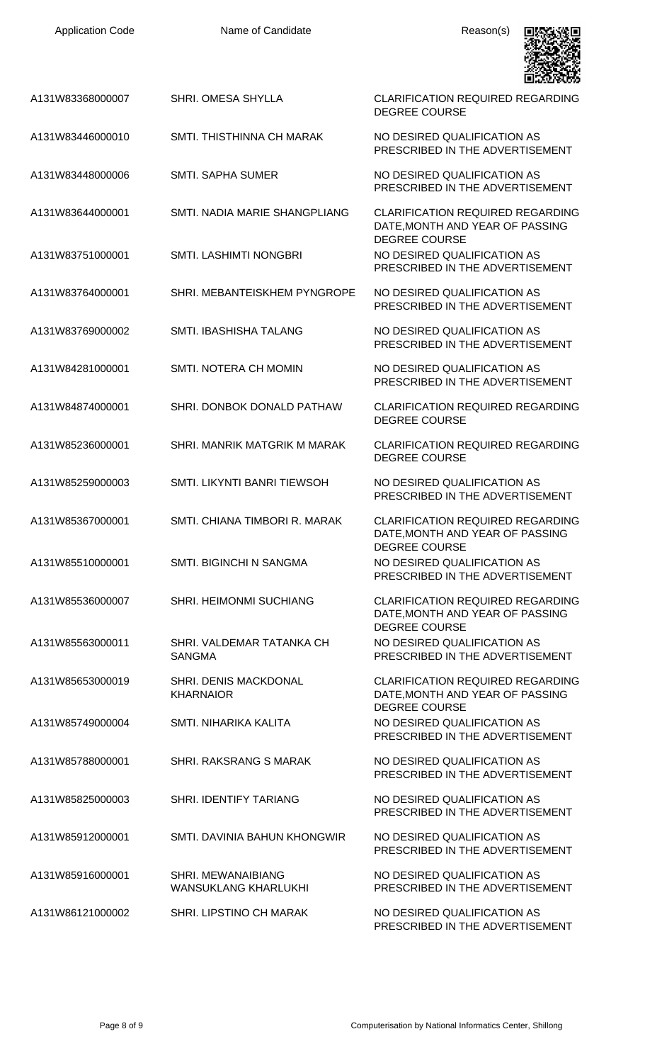| Application Code | Name of Candidate | Reason(s) |
| --- | --- | --- |
| A131W83368000007 | SHRI. OMESA SHYLLA | CLARIFICATION REQUIRED REGARDING DEGREE COURSE |
| A131W83446000010 | SMTI. THISTHINNA CH MARAK | NO DESIRED QUALIFICATION AS PRESCRIBED IN THE ADVERTISEMENT |
| A131W83448000006 | SMTI. SAPHA SUMER | NO DESIRED QUALIFICATION AS PRESCRIBED IN THE ADVERTISEMENT |
| A131W83644000001 | SMTI. NADIA MARIE SHANGPLIANG | CLARIFICATION REQUIRED REGARDING DATE,MONTH AND YEAR OF PASSING DEGREE COURSE |
| A131W83751000001 | SMTI. LASHIMTI NONGBRI | NO DESIRED QUALIFICATION AS PRESCRIBED IN THE ADVERTISEMENT |
| A131W83764000001 | SHRI. MEBANTEISKHEM PYNGROPE | NO DESIRED QUALIFICATION AS PRESCRIBED IN THE ADVERTISEMENT |
| A131W83769000002 | SMTI. IBASHISHA TALANG | NO DESIRED QUALIFICATION AS PRESCRIBED IN THE ADVERTISEMENT |
| A131W84281000001 | SMTI. NOTERA CH MOMIN | NO DESIRED QUALIFICATION AS PRESCRIBED IN THE ADVERTISEMENT |
| A131W84874000001 | SHRI. DONBOK DONALD PATHAW | CLARIFICATION REQUIRED REGARDING DEGREE COURSE |
| A131W85236000001 | SHRI. MANRIK MATGRIK M MARAK | CLARIFICATION REQUIRED REGARDING DEGREE COURSE |
| A131W85259000003 | SMTI. LIKYNTI BANRI TIEWSOH | NO DESIRED QUALIFICATION AS PRESCRIBED IN THE ADVERTISEMENT |
| A131W85367000001 | SMTI. CHIANA TIMBORI R. MARAK | CLARIFICATION REQUIRED REGARDING DATE,MONTH AND YEAR OF PASSING DEGREE COURSE |
| A131W85510000001 | SMTI. BIGINCHI N SANGMA | NO DESIRED QUALIFICATION AS PRESCRIBED IN THE ADVERTISEMENT |
| A131W85536000007 | SHRI. HEIMONMI SUCHIANG | CLARIFICATION REQUIRED REGARDING DATE,MONTH AND YEAR OF PASSING DEGREE COURSE |
| A131W85563000011 | SHRI. VALDEMAR TATANKA CH SANGMA | NO DESIRED QUALIFICATION AS PRESCRIBED IN THE ADVERTISEMENT |
| A131W85653000019 | SHRI. DENIS MACKDONAL KHARNAIOR | CLARIFICATION REQUIRED REGARDING DATE,MONTH AND YEAR OF PASSING DEGREE COURSE |
| A131W85749000004 | SMTI. NIHARIKA KALITA | NO DESIRED QUALIFICATION AS PRESCRIBED IN THE ADVERTISEMENT |
| A131W85788000001 | SHRI. RAKSRANG S MARAK | NO DESIRED QUALIFICATION AS PRESCRIBED IN THE ADVERTISEMENT |
| A131W85825000003 | SHRI. IDENTIFY TARIANG | NO DESIRED QUALIFICATION AS PRESCRIBED IN THE ADVERTISEMENT |
| A131W85912000001 | SMTI. DAVINIA BAHUN KHONGWIR | NO DESIRED QUALIFICATION AS PRESCRIBED IN THE ADVERTISEMENT |
| A131W85916000001 | SHRI. MEWANAIBIANG WANSUKLANG KHARLUKHI | NO DESIRED QUALIFICATION AS PRESCRIBED IN THE ADVERTISEMENT |
| A131W86121000002 | SHRI. LIPSTINO CH MARAK | NO DESIRED QUALIFICATION AS PRESCRIBED IN THE ADVERTISEMENT |

Computerisation by National Informatics Center, Shillong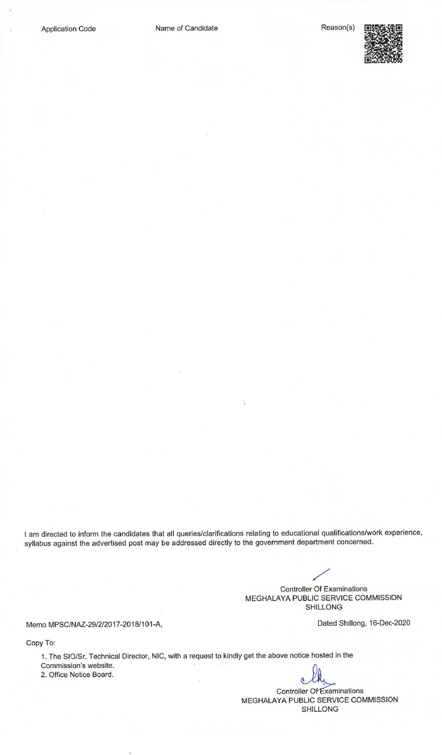| Application Code | Name of Candidate | Reason(s) |
| --- | --- | --- |

I am directed to inform the candidates that all queries/clarifications relating to educational qualifications/work experience, syllabus against the advertised post may be addressed directly to the government department concerned.

Controller Of Examinations
MEGHALAYA PUBLIC SERVICE COMMISSION
SHILLONG

Memo MPSC/NAZ-29/2/2017-2018/101-A,

Dated Shillong, 16-Dec-2020

Copy To:

1. The SIO/Sr. Technical Director, NIC, with a request to kindly get the above notice hosted in the Commission's website.
2. Office Notice Board.

Controller Of Examinations
MEGHALAYA PUBLIC SERVICE COMMISSION
SHILLONG